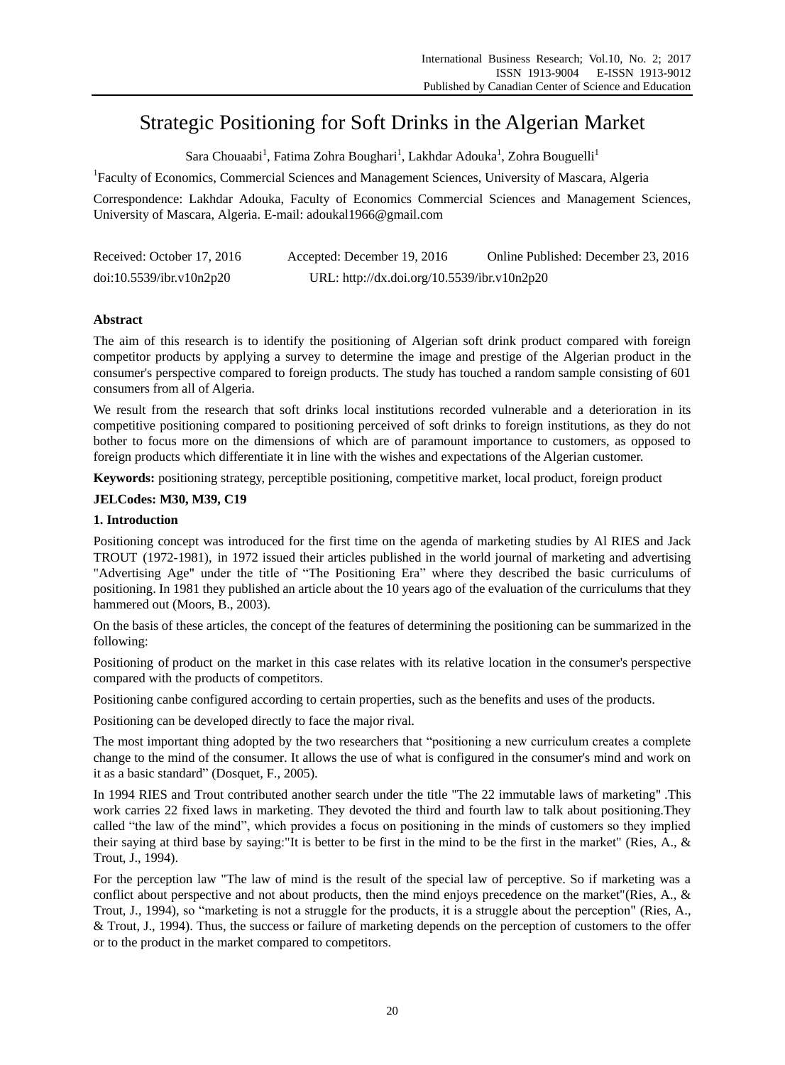# Strategic Positioning for Soft Drinks in the Algerian Market

Sara Chouaabi[1], Fatima Zohra Boughari[1], Lakhdar Adouka[1], Zohra Bouguelli[1]

[1]Faculty of Economics, Commercial Sciences and Management Sciences, University of Mascara, Algeria

Correspondence: Lakhdar Adouka, Faculty of Economics Commercial Sciences and Management Sciences, University of Mascara, Algeria. E-mail: adoukal1966@gmail.com

Received: October 17, 2016 Accepted: December 19, 2016 Online Published: December 23, 2016

doi:10.5539/ibr.v10n2p20 URL: http://dx.doi.org/10.5539/ibr.v10n2p20

**Abstract**

The aim of this research is to identify the positioning of Algerian soft drink product compared with foreign competitor products by applying a survey to determine the image and prestige of the Algerian product in the consumer's perspective compared to foreign products. The study has touched a random sample consisting of 601 consumers from all of Algeria.

We result from the research that soft drinks local institutions recorded vulnerable and a deterioration in its competitive positioning compared to positioning perceived of soft drinks to foreign institutions, as they do not bother to focus more on the dimensions of which are of paramount importance to customers, as opposed to foreign products which differentiate it in line with the wishes and expectations of the Algerian customer.

**Keywords:** positioning strategy, perceptible positioning, competitive market, local product, foreign product

**JELCodes: M30, M39, C19**

## 1. Introduction

Positioning concept was introduced for the first time on the agenda of marketing studies by Al RIES and Jack TROUT (1972-1981), in 1972 issued their articles published in the world journal of marketing and advertising "Advertising Age" under the title of "The Positioning Era" where they described the basic curriculums of positioning. In 1981 they published an article about the 10 years ago of the evaluation of the curriculums that they hammered out (Moors, B., 2003).

On the basis of these articles, the concept of the features of determining the positioning can be summarized in the following:

Positioning of product on the market in this case relates with its relative location in the consumer's perspective compared with the products of competitors.

Positioning canbe configured according to certain properties, such as the benefits and uses of the products.

Positioning can be developed directly to face the major rival.

The most important thing adopted by the two researchers that "positioning a new curriculum creates a complete change to the mind of the consumer. It allows the use of what is configured in the consumer's mind and work on it as a basic standard" (Dosquet, F., 2005).

In 1994 RIES and Trout contributed another search under the title "The 22 immutable laws of marketing" .This work carries 22 fixed laws in marketing. They devoted the third and fourth law to talk about positioning.They called "the law of the mind", which provides a focus on positioning in the minds of customers so they implied their saying at third base by saying:"It is better to be first in the mind to be the first in the market" (Ries, A., & Trout, J., 1994).

For the perception law "The law of mind is the result of the special law of perceptive. So if marketing was a conflict about perspective and not about products, then the mind enjoys precedence on the market"(Ries, A., & Trout, J., 1994), so "marketing is not a struggle for the products, it is a struggle about the perception" (Ries, A., & Trout, J., 1994). Thus, the success or failure of marketing depends on the perception of customers to the offer or to the product in the market compared to competitors.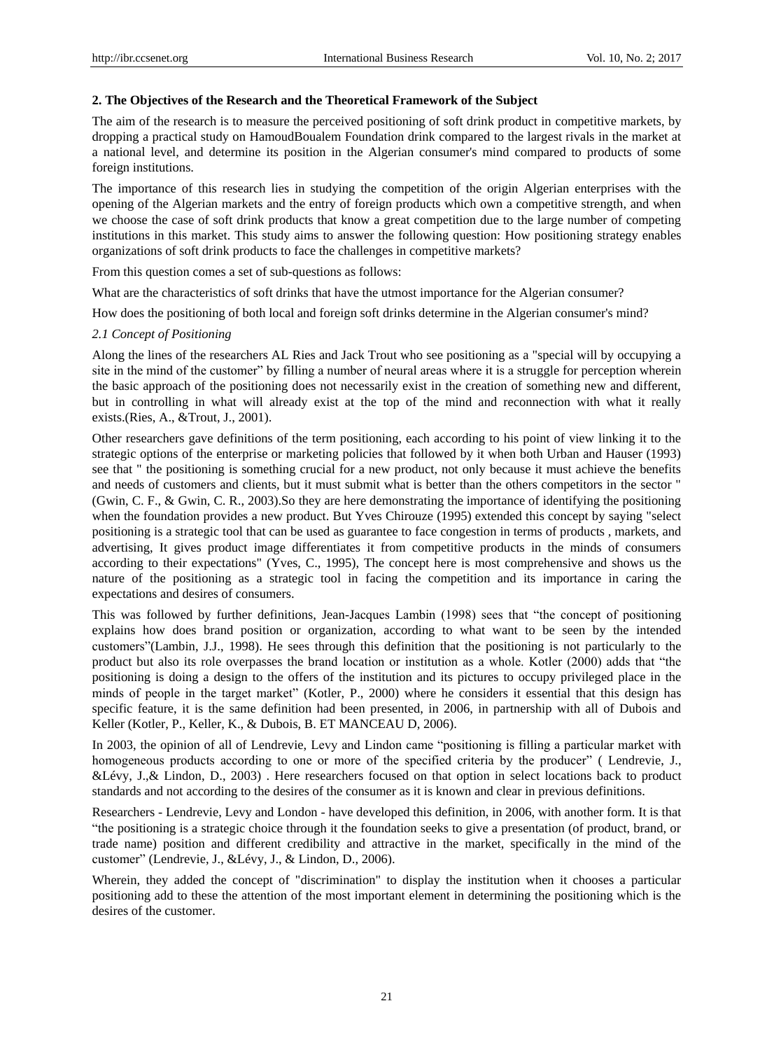## 2. The Objectives of the Research and the Theoretical Framework of the Subject

The aim of the research is to measure the perceived positioning of soft drink product in competitive markets, by dropping a practical study on HamoudBoualem Foundation drink compared to the largest rivals in the market at a national level, and determine its position in the Algerian consumer's mind compared to products of some foreign institutions.

The importance of this research lies in studying the competition of the origin Algerian enterprises with the opening of the Algerian markets and the entry of foreign products which own a competitive strength, and when we choose the case of soft drink products that know a great competition due to the large number of competing institutions in this market. This study aims to answer the following question: How positioning strategy enables organizations of soft drink products to face the challenges in competitive markets?

From this question comes a set of sub-questions as follows:

What are the characteristics of soft drinks that have the utmost importance for the Algerian consumer?

How does the positioning of both local and foreign soft drinks determine in the Algerian consumer's mind?

### *2.1 Concept of Positioning*

Along the lines of the researchers AL Ries and Jack Trout who see positioning as a "special will by occupying a site in the mind of the customer" by filling a number of neural areas where it is a struggle for perception wherein the basic approach of the positioning does not necessarily exist in the creation of something new and different, but in controlling in what will already exist at the top of the mind and reconnection with what it really exists.(Ries, A., &Trout, J., 2001).

Other researchers gave definitions of the term positioning, each according to his point of view linking it to the strategic options of the enterprise or marketing policies that followed by it when both Urban and Hauser (1993) see that " the positioning is something crucial for a new product, not only because it must achieve the benefits and needs of customers and clients, but it must submit what is better than the others competitors in the sector " (Gwin, C. F., & Gwin, C. R., 2003).So they are here demonstrating the importance of identifying the positioning when the foundation provides a new product. But Yves Chirouze (1995) extended this concept by saying "select positioning is a strategic tool that can be used as guarantee to face congestion in terms of products , markets, and advertising, It gives product image differentiates it from competitive products in the minds of consumers according to their expectations" (Yves, C., 1995), The concept here is most comprehensive and shows us the nature of the positioning as a strategic tool in facing the competition and its importance in caring the expectations and desires of consumers.

This was followed by further definitions, Jean-Jacques Lambin (1998) sees that "the concept of positioning explains how does brand position or organization, according to what want to be seen by the intended customers"(Lambin, J.J., 1998). He sees through this definition that the positioning is not particularly to the product but also its role overpasses the brand location or institution as a whole. Kotler (2000) adds that "the positioning is doing a design to the offers of the institution and its pictures to occupy privileged place in the minds of people in the target market" (Kotler, P., 2000) where he considers it essential that this design has specific feature, it is the same definition had been presented, in 2006, in partnership with all of Dubois and Keller (Kotler, P., Keller, K., & Dubois, B. ET MANCEAU D, 2006).

In 2003, the opinion of all of Lendrevie, Levy and Lindon came "positioning is filling a particular market with homogeneous products according to one or more of the specified criteria by the producer" ( Lendrevie, J., &Lévy, J.,& Lindon, D., 2003) . Here researchers focused on that option in select locations back to product standards and not according to the desires of the consumer as it is known and clear in previous definitions.

Researchers - Lendrevie, Levy and London - have developed this definition, in 2006, with another form. It is that "the positioning is a strategic choice through it the foundation seeks to give a presentation (of product, brand, or trade name) position and different credibility and attractive in the market, specifically in the mind of the customer" (Lendrevie, J., &Lévy, J., & Lindon, D., 2006).

Wherein, they added the concept of "discrimination" to display the institution when it chooses a particular positioning add to these the attention of the most important element in determining the positioning which is the desires of the customer.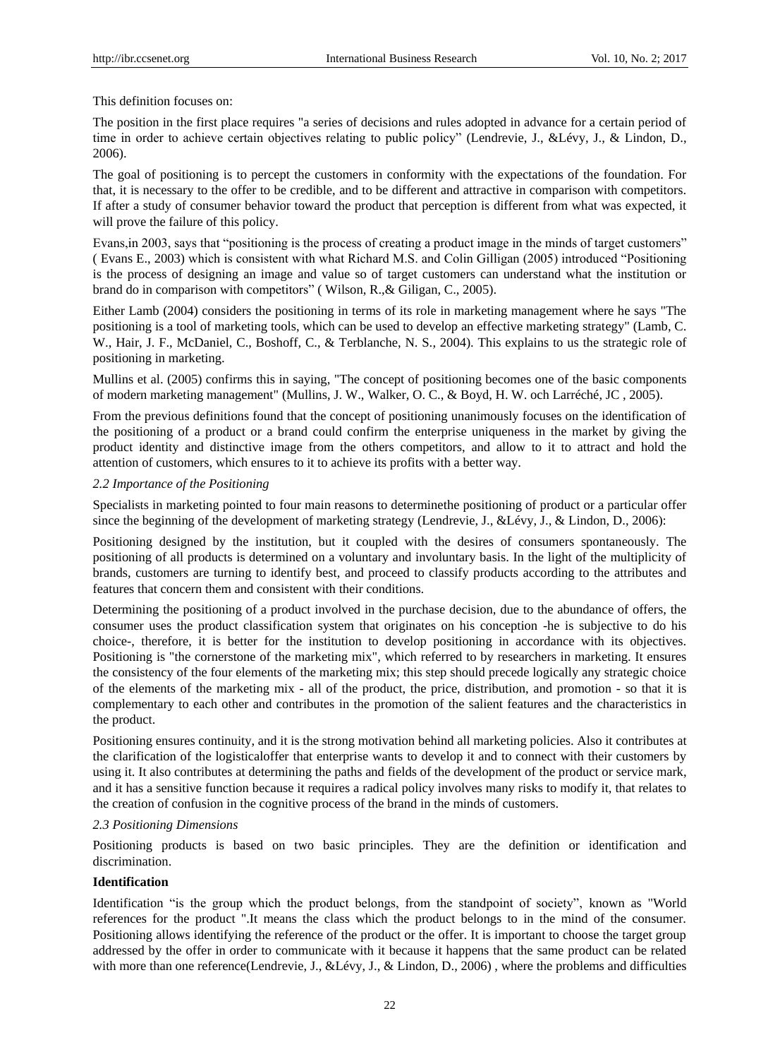This definition focuses on:

The position in the first place requires "a series of decisions and rules adopted in advance for a certain period of time in order to achieve certain objectives relating to public policy" (Lendrevie, J., &Lévy, J., & Lindon, D., 2006).

The goal of positioning is to percept the customers in conformity with the expectations of the foundation. For that, it is necessary to the offer to be credible, and to be different and attractive in comparison with competitors. If after a study of consumer behavior toward the product that perception is different from what was expected, it will prove the failure of this policy.

Evans,in 2003, says that "positioning is the process of creating a product image in the minds of target customers" ( Evans E., 2003) which is consistent with what Richard M.S. and Colin Gilligan (2005) introduced "Positioning is the process of designing an image and value so of target customers can understand what the institution or brand do in comparison with competitors" ( Wilson, R.,& Giligan, C., 2005).

Either Lamb (2004) considers the positioning in terms of its role in marketing management where he says "The positioning is a tool of marketing tools, which can be used to develop an effective marketing strategy" (Lamb, C. W., Hair, J. F., McDaniel, C., Boshoff, C., & Terblanche, N. S., 2004). This explains to us the strategic role of positioning in marketing.

Mullins et al. (2005) confirms this in saying, "The concept of positioning becomes one of the basic components of modern marketing management" (Mullins, J. W., Walker, O. C., & Boyd, H. W. och Larréché, JC , 2005).

From the previous definitions found that the concept of positioning unanimously focuses on the identification of the positioning of a product or a brand could confirm the enterprise uniqueness in the market by giving the product identity and distinctive image from the others competitors, and allow to it to attract and hold the attention of customers, which ensures to it to achieve its profits with a better way.

### *2.2 Importance of the Positioning*

Specialists in marketing pointed to four main reasons to determinethe positioning of product or a particular offer since the beginning of the development of marketing strategy (Lendrevie, J., &Lévy, J., & Lindon, D., 2006):

Positioning designed by the institution, but it coupled with the desires of consumers spontaneously. The positioning of all products is determined on a voluntary and involuntary basis. In the light of the multiplicity of brands, customers are turning to identify best, and proceed to classify products according to the attributes and features that concern them and consistent with their conditions.

Determining the positioning of a product involved in the purchase decision, due to the abundance of offers, the consumer uses the product classification system that originates on his conception -he is subjective to do his choice-, therefore, it is better for the institution to develop positioning in accordance with its objectives. Positioning is "the cornerstone of the marketing mix", which referred to by researchers in marketing. It ensures the consistency of the four elements of the marketing mix; this step should precede logically any strategic choice of the elements of the marketing mix - all of the product, the price, distribution, and promotion - so that it is complementary to each other and contributes in the promotion of the salient features and the characteristics in the product.

Positioning ensures continuity, and it is the strong motivation behind all marketing policies. Also it contributes at the clarification of the logisticaloffer that enterprise wants to develop it and to connect with their customers by using it. It also contributes at determining the paths and fields of the development of the product or service mark, and it has a sensitive function because it requires a radical policy involves many risks to modify it, that relates to the creation of confusion in the cognitive process of the brand in the minds of customers.

### *2.3 Positioning Dimensions*

Positioning products is based on two basic principles. They are the definition or identification and discrimination.

**Identification**

Identification "is the group which the product belongs, from the standpoint of society", known as "World references for the product ".It means the class which the product belongs to in the mind of the consumer. Positioning allows identifying the reference of the product or the offer. It is important to choose the target group addressed by the offer in order to communicate with it because it happens that the same product can be related with more than one reference(Lendrevie, J., &Lévy, J., & Lindon, D., 2006) , where the problems and difficulties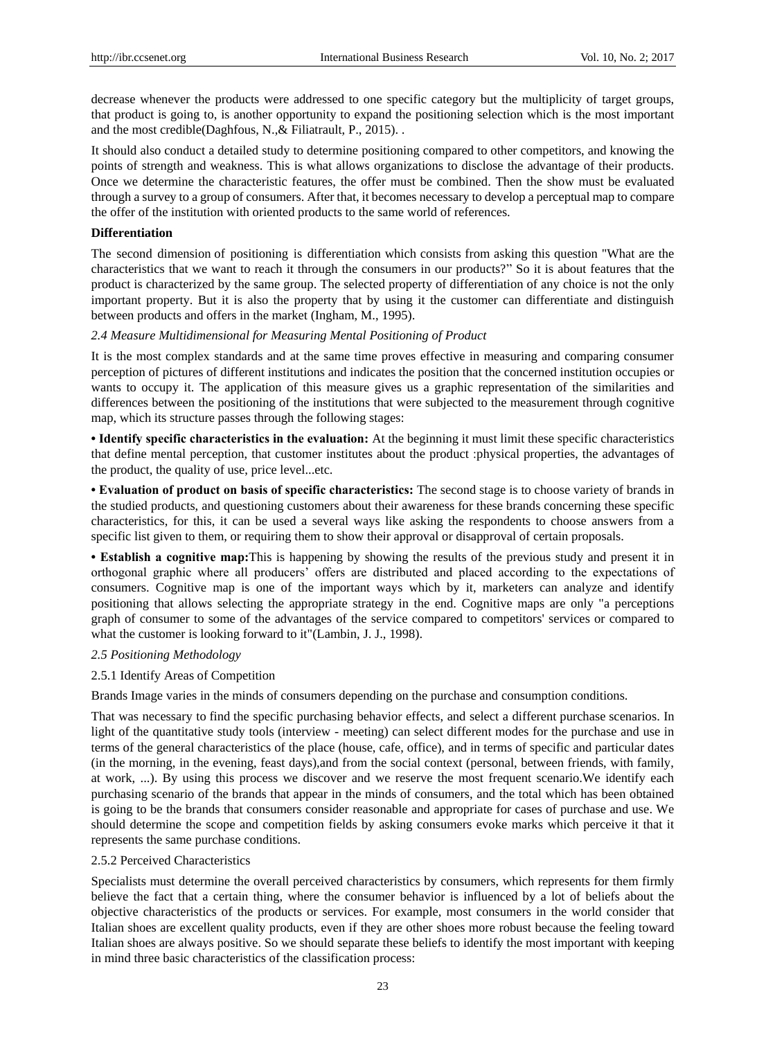decrease whenever the products were addressed to one specific category but the multiplicity of target groups, that product is going to, is another opportunity to expand the positioning selection which is the most important and the most credible(Daghfous, N.,& Filiatrault, P., 2015). .

It should also conduct a detailed study to determine positioning compared to other competitors, and knowing the points of strength and weakness. This is what allows organizations to disclose the advantage of their products. Once we determine the characteristic features, the offer must be combined. Then the show must be evaluated through a survey to a group of consumers. After that, it becomes necessary to develop a perceptual map to compare the offer of the institution with oriented products to the same world of references.

**Differentiation**

The second dimension of positioning is differentiation which consists from asking this question "What are the characteristics that we want to reach it through the consumers in our products?" So it is about features that the product is characterized by the same group. The selected property of differentiation of any choice is not the only important property. But it is also the property that by using it the customer can differentiate and distinguish between products and offers in the market (Ingham, M., 1995).

### *2.4 Measure Multidimensional for Measuring Mental Positioning of Product*

It is the most complex standards and at the same time proves effective in measuring and comparing consumer perception of pictures of different institutions and indicates the position that the concerned institution occupies or wants to occupy it. The application of this measure gives us a graphic representation of the similarities and differences between the positioning of the institutions that were subjected to the measurement through cognitive map, which its structure passes through the following stages:

- **Identify specific characteristics in the evaluation:** At the beginning it must limit these specific characteristics that define mental perception, that customer institutes about the product :physical properties, the advantages of the product, the quality of use, price level...etc.
- **Evaluation of product on basis of specific characteristics:** The second stage is to choose variety of brands in the studied products, and questioning customers about their awareness for these brands concerning these specific characteristics, for this, it can be used a several ways like asking the respondents to choose answers from a specific list given to them, or requiring them to show their approval or disapproval of certain proposals.
- **Establish a cognitive map:**This is happening by showing the results of the previous study and present it in orthogonal graphic where all producers' offers are distributed and placed according to the expectations of consumers. Cognitive map is one of the important ways which by it, marketers can analyze and identify positioning that allows selecting the appropriate strategy in the end. Cognitive maps are only "a perceptions graph of consumer to some of the advantages of the service compared to competitors' services or compared to what the customer is looking forward to it"(Lambin, J. J., 1998).

### *2.5 Positioning Methodology*

#### 2.5.1 Identify Areas of Competition

Brands Image varies in the minds of consumers depending on the purchase and consumption conditions.

That was necessary to find the specific purchasing behavior effects, and select a different purchase scenarios. In light of the quantitative study tools (interview - meeting) can select different modes for the purchase and use in terms of the general characteristics of the place (house, cafe, office), and in terms of specific and particular dates (in the morning, in the evening, feast days),and from the social context (personal, between friends, with family, at work, ...). By using this process we discover and we reserve the most frequent scenario.We identify each purchasing scenario of the brands that appear in the minds of consumers, and the total which has been obtained is going to be the brands that consumers consider reasonable and appropriate for cases of purchase and use. We should determine the scope and competition fields by asking consumers evoke marks which perceive it that it represents the same purchase conditions.

#### 2.5.2 Perceived Characteristics

Specialists must determine the overall perceived characteristics by consumers, which represents for them firmly believe the fact that a certain thing, where the consumer behavior is influenced by a lot of beliefs about the objective characteristics of the products or services. For example, most consumers in the world consider that Italian shoes are excellent quality products, even if they are other shoes more robust because the feeling toward Italian shoes are always positive. So we should separate these beliefs to identify the most important with keeping in mind three basic characteristics of the classification process: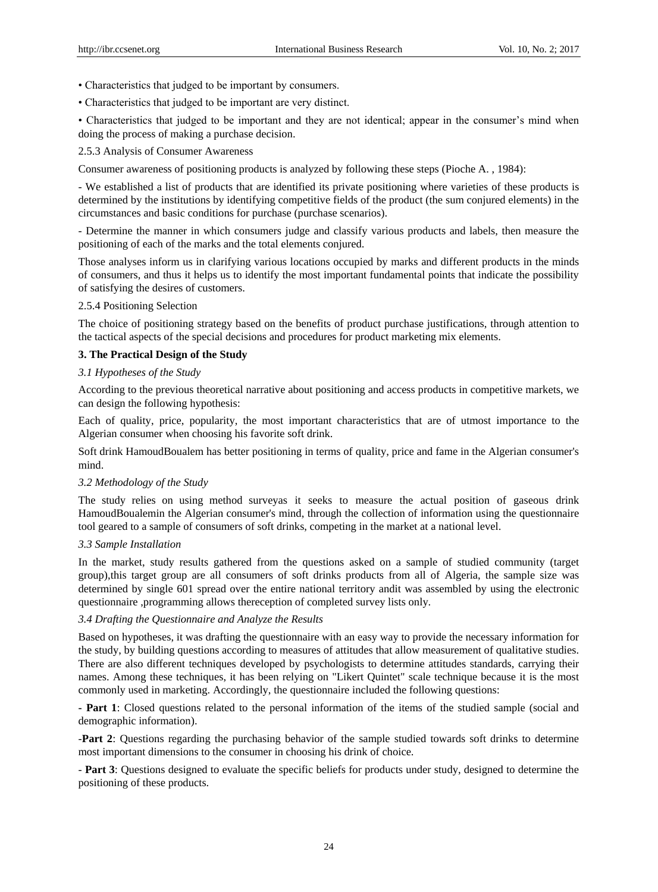• Characteristics that judged to be important by consumers.

• Characteristics that judged to be important are very distinct.

• Characteristics that judged to be important and they are not identical; appear in the consumer's mind when doing the process of making a purchase decision.

2.5.3 Analysis of Consumer Awareness

Consumer awareness of positioning products is analyzed by following these steps (Pioche A. , 1984):

- We established a list of products that are identified its private positioning where varieties of these products is determined by the institutions by identifying competitive fields of the product (the sum conjured elements) in the circumstances and basic conditions for purchase (purchase scenarios).

- Determine the manner in which consumers judge and classify various products and labels, then measure the positioning of each of the marks and the total elements conjured.

Those analyses inform us in clarifying various locations occupied by marks and different products in the minds of consumers, and thus it helps us to identify the most important fundamental points that indicate the possibility of satisfying the desires of customers.

2.5.4 Positioning Selection

The choice of positioning strategy based on the benefits of product purchase justifications, through attention to the tactical aspects of the special decisions and procedures for product marketing mix elements.

## 3. The Practical Design of the Study

### *3.1 Hypotheses of the Study*

According to the previous theoretical narrative about positioning and access products in competitive markets, we can design the following hypothesis:

Each of quality, price, popularity, the most important characteristics that are of utmost importance to the Algerian consumer when choosing his favorite soft drink.

Soft drink HamoudBoualem has better positioning in terms of quality, price and fame in the Algerian consumer's mind.

### *3.2 Methodology of the Study*

The study relies on using method surveyas it seeks to measure the actual position of gaseous drink HamoudBoualemin the Algerian consumer's mind, through the collection of information using the questionnaire tool geared to a sample of consumers of soft drinks, competing in the market at a national level.

### *3.3 Sample Installation*

In the market, study results gathered from the questions asked on a sample of studied community (target group),this target group are all consumers of soft drinks products from all of Algeria, the sample size was determined by single 601 spread over the entire national territory andit was assembled by using the electronic questionnaire ,programming allows thereception of completed survey lists only.

### *3.4 Drafting the Questionnaire and Analyze the Results*

Based on hypotheses, it was drafting the questionnaire with an easy way to provide the necessary information for the study, by building questions according to measures of attitudes that allow measurement of qualitative studies. There are also different techniques developed by psychologists to determine attitudes standards, carrying their names. Among these techniques, it has been relying on "Likert Quintet" scale technique because it is the most commonly used in marketing. Accordingly, the questionnaire included the following questions:

- **Part 1**: Closed questions related to the personal information of the items of the studied sample (social and demographic information).

-**Part 2**: Questions regarding the purchasing behavior of the sample studied towards soft drinks to determine most important dimensions to the consumer in choosing his drink of choice.

- **Part 3**: Questions designed to evaluate the specific beliefs for products under study, designed to determine the positioning of these products.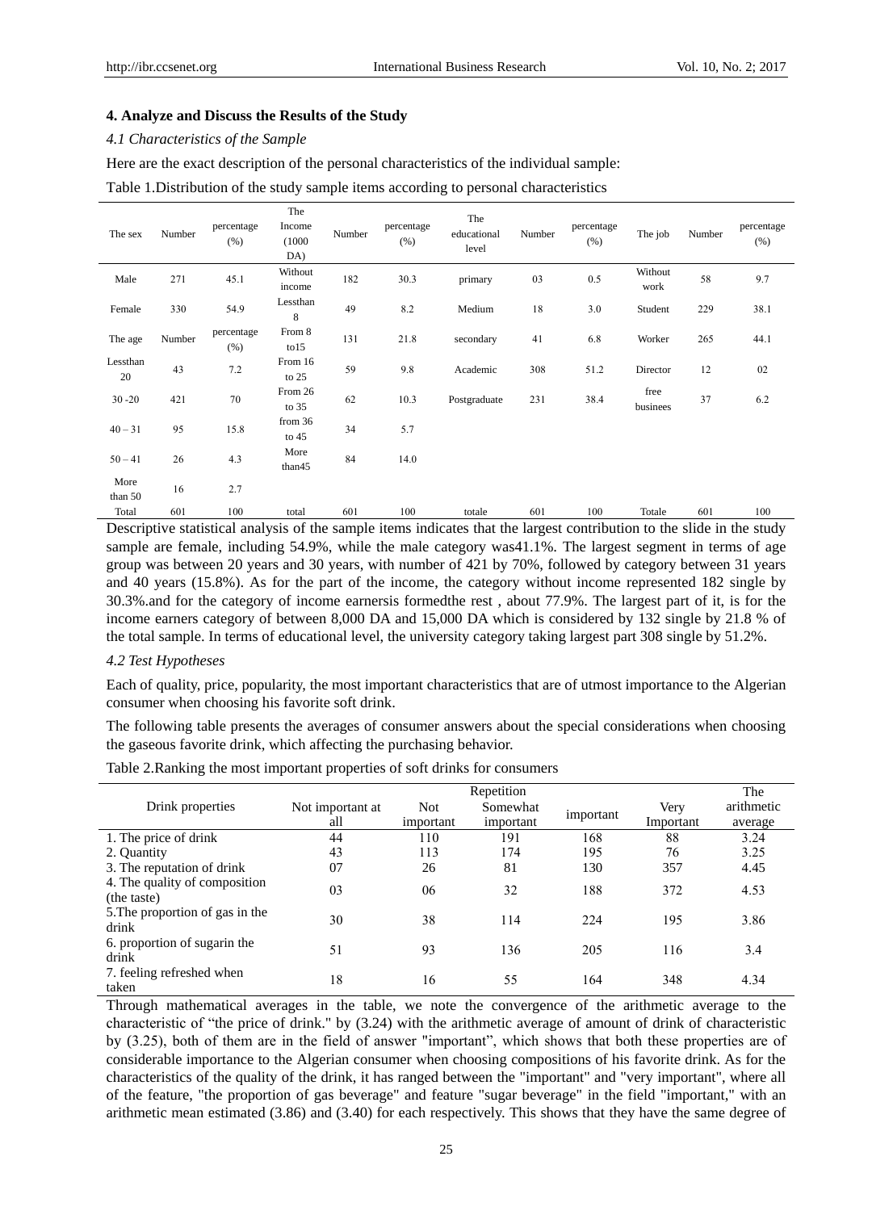## 4. Analyze and Discuss the Results of the Study

### *4.1 Characteristics of the Sample*

Here are the exact description of the personal characteristics of the individual sample:

Table 1.Distribution of the study sample items according to personal characteristics

| The sex | Number | percentage (%) | The Income (1000 DA) | Number | percentage (%) | The educational level | Number | percentage (%) | The job | Number | percentage (%) |
|---|---|---|---|---|---|---|---|---|---|---|---|
| Male | 271 | 45.1 | Without income | 182 | 30.3 | primary | 03 | 0.5 | Without work | 58 | 9.7 |
| Female | 330 | 54.9 | Lessthan 8 | 49 | 8.2 | Medium | 18 | 3.0 | Student | 229 | 38.1 |
| The age | Number | percentage (%) | From 8 to15 | 131 | 21.8 | secondary | 41 | 6.8 | Worker | 265 | 44.1 |
| Lessthan 20 | 43 | 7.2 | From 16 to 25 | 59 | 9.8 | Academic | 308 | 51.2 | Director | 12 | 02 |
| 30 -20 | 421 | 70 | From 26 to 35 | 62 | 10.3 | Postgraduate | 231 | 38.4 | free businees | 37 | 6.2 |
| 40 – 31 | 95 | 15.8 | from 36 to 45 | 34 | 5.7 | | | | | | |
| 50 – 41 | 26 | 4.3 | More than45 | 84 | 14.0 | | | | | | |
| More than 50 | 16 | 2.7 | | | | | | | | | |
| Total | 601 | 100 | total | 601 | 100 | totale | 601 | 100 | Totale | 601 | 100 |

Descriptive statistical analysis of the sample items indicates that the largest contribution to the slide in the study sample are female, including 54.9%, while the male category was41.1%. The largest segment in terms of age group was between 20 years and 30 years, with number of 421 by 70%, followed by category between 31 years and 40 years (15.8%). As for the part of the income, the category without income represented 182 single by 30.3%.and for the category of income earnersis formedthe rest , about 77.9%. The largest part of it, is for the income earners category of between 8,000 DA and 15,000 DA which is considered by 132 single by 21.8 % of the total sample. In terms of educational level, the university category taking largest part 308 single by 51.2%.

### *4.2 Test Hypotheses*

Each of quality, price, popularity, the most important characteristics that are of utmost importance to the Algerian consumer when choosing his favorite soft drink.

The following table presents the averages of consumer answers about the special considerations when choosing the gaseous favorite drink, which affecting the purchasing behavior.

Table 2.Ranking the most important properties of soft drinks for consumers

| Drink properties | Repetition | | | | | The arithmetic average |
|---|---|---|---|---|---|---|
| | Not important at all | Not important | Somewhat important | important | Very Important | |
| 1. The price of drink | 44 | 110 | 191 | 168 | 88 | 3.24 |
| 2. Quantity | 43 | 113 | 174 | 195 | 76 | 3.25 |
| 3. The reputation of drink | 07 | 26 | 81 | 130 | 357 | 4.45 |
| 4. The quality of composition (the taste) | 03 | 06 | 32 | 188 | 372 | 4.53 |
| 5.The proportion of gas in the drink | 30 | 38 | 114 | 224 | 195 | 3.86 |
| 6. proportion of sugarin the drink | 51 | 93 | 136 | 205 | 116 | 3.4 |
| 7. feeling refreshed when taken | 18 | 16 | 55 | 164 | 348 | 4.34 |

Through mathematical averages in the table, we note the convergence of the arithmetic average to the characteristic of "the price of drink." by (3.24) with the arithmetic average of amount of drink of characteristic by (3.25), both of them are in the field of answer "important", which shows that both these properties are of considerable importance to the Algerian consumer when choosing compositions of his favorite drink. As for the characteristics of the quality of the drink, it has ranged between the "important" and "very important", where all of the feature, "the proportion of gas beverage" and feature "sugar beverage" in the field "important," with an arithmetic mean estimated (3.86) and (3.40) for each respectively. This shows that they have the same degree of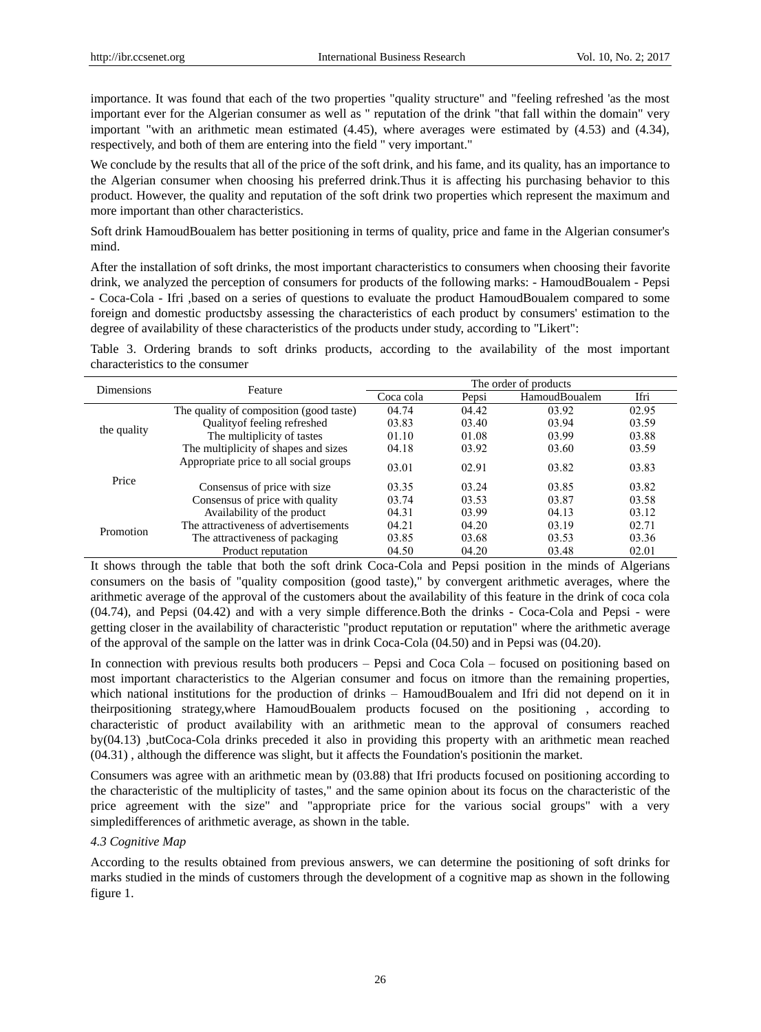importance. It was found that each of the two properties "quality structure" and "feeling refreshed 'as the most important ever for the Algerian consumer as well as " reputation of the drink "that fall within the domain" very important "with an arithmetic mean estimated (4.45), where averages were estimated by (4.53) and (4.34), respectively, and both of them are entering into the field " very important."

We conclude by the results that all of the price of the soft drink, and his fame, and its quality, has an importance to the Algerian consumer when choosing his preferred drink.Thus it is affecting his purchasing behavior to this product. However, the quality and reputation of the soft drink two properties which represent the maximum and more important than other characteristics.

Soft drink HamoudBoualem has better positioning in terms of quality, price and fame in the Algerian consumer's mind.

After the installation of soft drinks, the most important characteristics to consumers when choosing their favorite drink, we analyzed the perception of consumers for products of the following marks: - HamoudBoualem - Pepsi - Coca-Cola - Ifri ,based on a series of questions to evaluate the product HamoudBoualem compared to some foreign and domestic productsby assessing the characteristics of each product by consumers' estimation to the degree of availability of these characteristics of the products under study, according to "Likert":

Table 3. Ordering brands to soft drinks products, according to the availability of the most important characteristics to the consumer

| Dimensions | Feature | The order of products | | | |
|---|---|---|---|---|---|
| | | Coca cola | Pepsi | HamoudBoualem | Ifri |
| the quality | The quality of composition (good taste) | 04.74 | 04.42 | 03.92 | 02.95 |
| | Qualityof feeling refreshed | 03.83 | 03.40 | 03.94 | 03.59 |
| | The multiplicity of tastes | 01.10 | 01.08 | 03.99 | 03.88 |
| | The multiplicity of shapes and sizes | 04.18 | 03.92 | 03.60 | 03.59 |
| Price | Appropriate price to all social groups | 03.01 | 02.91 | 03.82 | 03.83 |
| | Consensus of price with size | 03.35 | 03.24 | 03.85 | 03.82 |
| | Consensus of price with quality | 03.74 | 03.53 | 03.87 | 03.58 |
| Promotion | Availability of the product | 04.31 | 03.99 | 04.13 | 03.12 |
| | The attractiveness of advertisements | 04.21 | 04.20 | 03.19 | 02.71 |
| | The attractiveness of packaging | 03.85 | 03.68 | 03.53 | 03.36 |
| | Product reputation | 04.50 | 04.20 | 03.48 | 02.01 |

It shows through the table that both the soft drink Coca-Cola and Pepsi position in the minds of Algerians consumers on the basis of "quality composition (good taste)," by convergent arithmetic averages, where the arithmetic average of the approval of the customers about the availability of this feature in the drink of coca cola (04.74), and Pepsi (04.42) and with a very simple difference.Both the drinks - Coca-Cola and Pepsi - were getting closer in the availability of characteristic "product reputation or reputation" where the arithmetic average of the approval of the sample on the latter was in drink Coca-Cola (04.50) and in Pepsi was (04.20).

In connection with previous results both producers – Pepsi and Coca Cola – focused on positioning based on most important characteristics to the Algerian consumer and focus on itmore than the remaining properties, which national institutions for the production of drinks – HamoudBoualem and Ifri did not depend on it in theirpositioning strategy,where HamoudBoualem products focused on the positioning , according to characteristic of product availability with an arithmetic mean to the approval of consumers reached by(04.13) ,butCoca-Cola drinks preceded it also in providing this property with an arithmetic mean reached (04.31) , although the difference was slight, but it affects the Foundation's positionin the market.

Consumers was agree with an arithmetic mean by (03.88) that Ifri products focused on positioning according to the characteristic of the multiplicity of tastes," and the same opinion about its focus on the characteristic of the price agreement with the size" and "appropriate price for the various social groups" with a very simpledifferences of arithmetic average, as shown in the table.

*4.3 Cognitive Map*

According to the results obtained from previous answers, we can determine the positioning of soft drinks for marks studied in the minds of customers through the development of a cognitive map as shown in the following figure 1.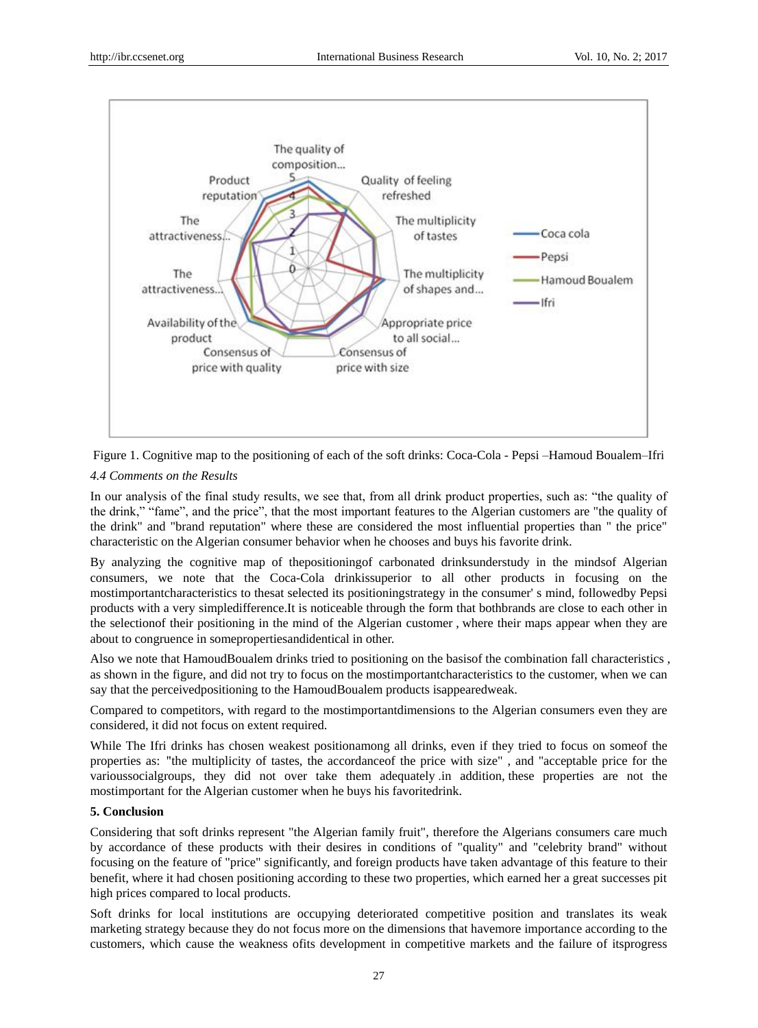Figure 1. Cognitive map to the positioning of each of the soft drinks: Coca-Cola - Pepsi –Hamoud Boualem–Ifri

*4.4 Comments on the Results*

In our analysis of the final study results, we see that, from all drink product properties, such as: "the quality of the drink," "fame", and the price", that the most important features to the Algerian customers are "the quality of the drink" and "brand reputation" where these are considered the most influential properties than " the price" characteristic on the Algerian consumer behavior when he chooses and buys his favorite drink.

By analyzing the cognitive map of thepositioningof carbonated drinksunderstudy in the mindsof Algerian consumers, we note that the Coca-Cola drinkissuperior to all other products in focusing on the mostimportantcharacteristics to thesat selected its positioningstrategy in the consumer' s mind, followedby Pepsi products with a very simpledifference.It is noticeable through the form that bothbrands are close to each other in the selectionof their positioning in the mind of the Algerian customer , where their maps appear when they are about to congruence in somepropertiesandidentical in other.

Also we note that HamoudBoualem drinks tried to positioning on the basisof the combination fall characteristics , as shown in the figure, and did not try to focus on the mostimportantcharacteristics to the customer, when we can say that the perceivedpositioning to the HamoudBoualem products isappearedweak.

Compared to competitors, with regard to the mostimportantdimensions to the Algerian consumers even they are considered, it did not focus on extent required.

While The Ifri drinks has chosen weakest positionamong all drinks, even if they tried to focus on someof the properties as: "the multiplicity of tastes, the accordanceof the price with size" , and "acceptable price for the varioussocialgroups, they did not over take them adequately .in addition, these properties are not the mostimportant for the Algerian customer when he buys his favoritedrink.

## 5. Conclusion

Considering that soft drinks represent "the Algerian family fruit", therefore the Algerians consumers care much by accordance of these products with their desires in conditions of "quality" and "celebrity brand" without focusing on the feature of "price" significantly, and foreign products have taken advantage of this feature to their benefit, where it had chosen positioning according to these two properties, which earned her a great successes pit high prices compared to local products.

Soft drinks for local institutions are occupying deteriorated competitive position and translates its weak marketing strategy because they do not focus more on the dimensions that havemore importance according to the customers, which cause the weakness ofits development in competitive markets and the failure of itsprogress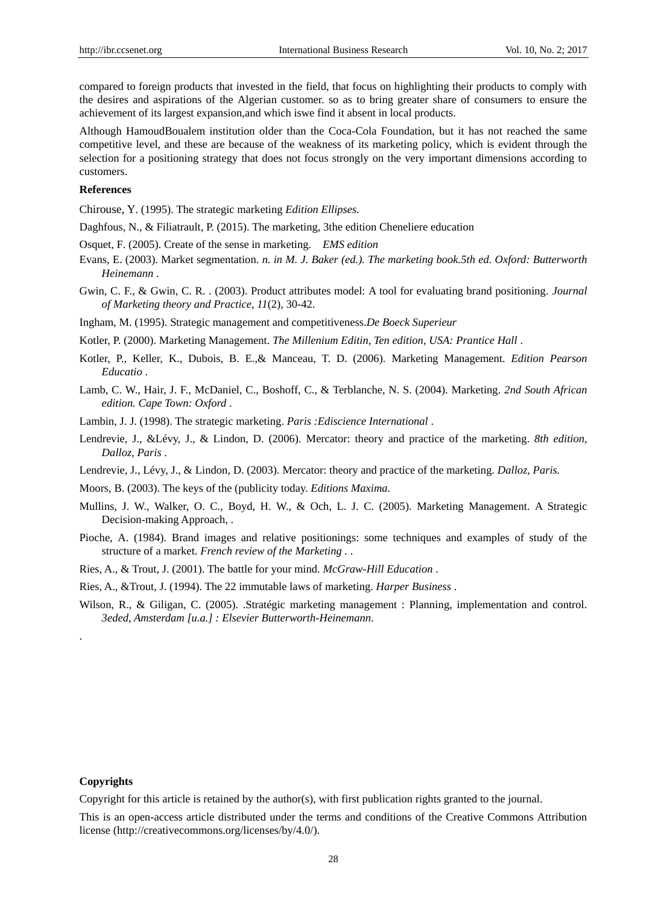compared to foreign products that invested in the field, that focus on highlighting their products to comply with the desires and aspirations of the Algerian customer. so as to bring greater share of consumers to ensure the achievement of its largest expansion,and which iswe find it absent in local products.

Although HamoudBoualem institution older than the Coca-Cola Foundation, but it has not reached the same competitive level, and these are because of the weakness of its marketing policy, which is evident through the selection for a positioning strategy that does not focus strongly on the very important dimensions according to customers.

**References**

Chirouse, Y. (1995). The strategic marketing *Edition Ellipses.*

Daghfous, N., & Filiatrault, P. (2015). The marketing, 3the edition Cheneliere education

Osquet, F. (2005). Create of the sense in marketing. *EMS edition*

Evans, E. (2003). Market segmentation. *n. in M. J. Baker (ed.). The marketing book.5th ed. Oxford: Butterworth Heinemann* .

Gwin, C. F., & Gwin, C. R. . (2003). Product attributes model: A tool for evaluating brand positioning. *Journal of Marketing theory and Practice, 11*(2), 30-42.

Ingham, M. (1995). Strategic management and competitiveness.*De Boeck Superieur*

Kotler, P. (2000). Marketing Management. *The Millenium Editin, Ten edition, USA: Prantice Hall* .

Kotler, P., Keller, K., Dubois, B. E.,& Manceau, T. D. (2006). Marketing Management. *Edition Pearson Educatio* .

Lamb, C. W., Hair, J. F., McDaniel, C., Boshoff, C., & Terblanche, N. S. (2004). Marketing. *2nd South African edition. Cape Town: Oxford* .

Lambin, J. J. (1998). The strategic marketing. *Paris :Ediscience International* .

Lendrevie, J., &Lévy, J., & Lindon, D. (2006). Mercator: theory and practice of the marketing. *8th edition, Dalloz, Paris* .

Lendrevie, J., Lévy, J., & Lindon, D. (2003). Mercator: theory and practice of the marketing. *Dalloz, Paris.*

Moors, B. (2003). The keys of the (publicity today. *Editions Maxima.*

Mullins, J. W., Walker, O. C., Boyd, H. W., & Och, L. J. C. (2005). Marketing Management. A Strategic Decision-making Approach, .

Pioche, A. (1984). Brand images and relative positionings: some techniques and examples of study of the structure of a market. *French review of the Marketing* . .

Ries, A., & Trout, J. (2001). The battle for your mind. *McGraw-Hill Education* .

Ries, A., &Trout, J. (1994). The 22 immutable laws of marketing. *Harper Business* .

Wilson, R., & Giligan, C. (2005). .Stratégic marketing management : Planning, implementation and control. *3eded, Amsterdam [u.a.] : Elsevier Butterworth-Heinemann*.

.

**Copyrights**

Copyright for this article is retained by the author(s), with first publication rights granted to the journal.

This is an open-access article distributed under the terms and conditions of the Creative Commons Attribution license (http://creativecommons.org/licenses/by/4.0/).